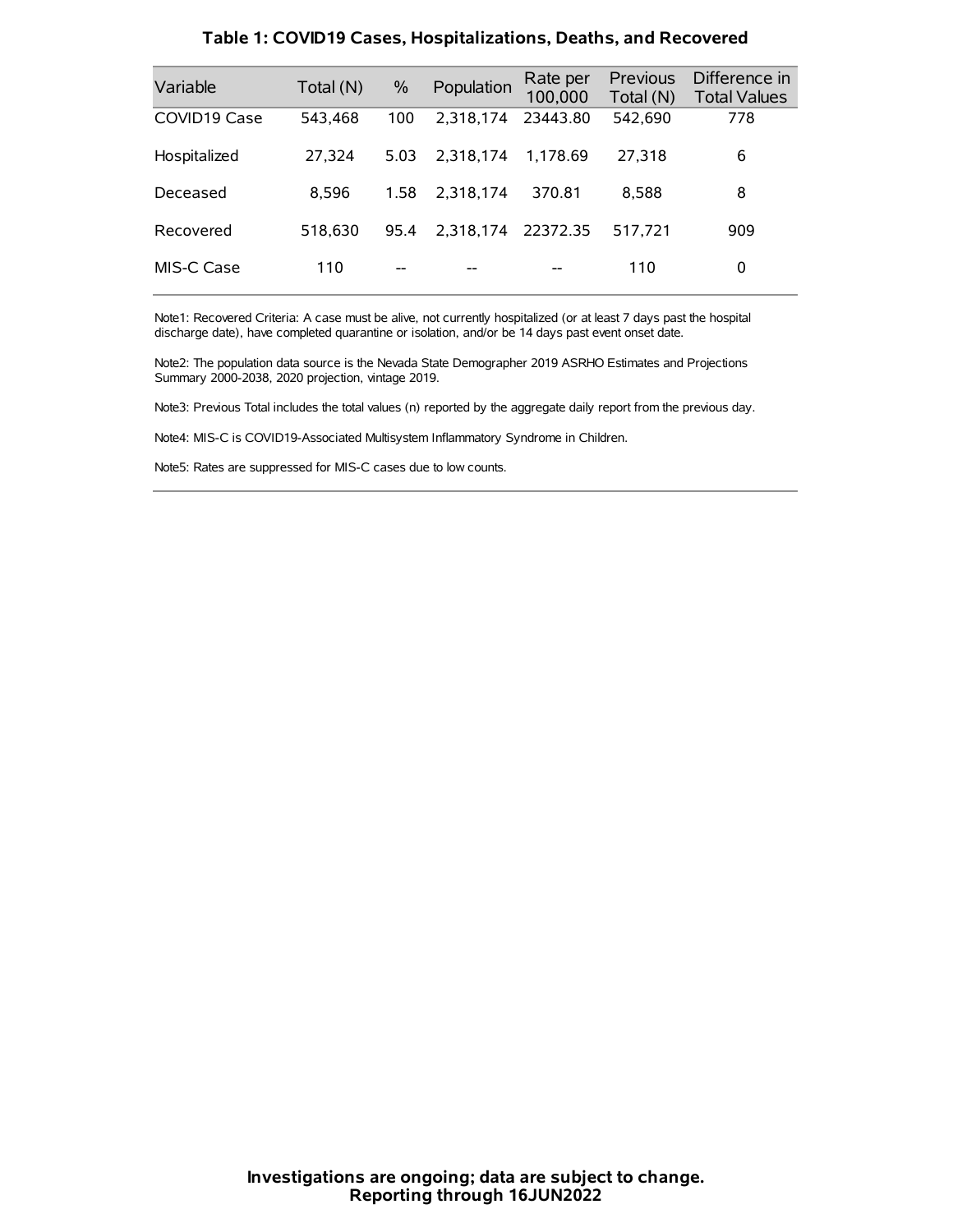## Table 1: COVID19 Cases, Hospitalizations, Deaths, and Recovered

| Variable | Total (N) | % | Population | Rate per 100,000 | Previous Total (N) | Difference in Total Values |
|---|---|---|---|---|---|---|
| COVID19 Case | 543,468 | 100 | 2,318,174 | 23443.80 | 542,690 | 778 |
| Hospitalized | 27,324 | 5.03 | 2,318,174 | 1,178.69 | 27,318 | 6 |
| Deceased | 8,596 | 1.58 | 2,318,174 | 370.81 | 8,588 | 8 |
| Recovered | 518,630 | 95.4 | 2,318,174 | 22372.35 | 517,721 | 909 |
| MIS-C Case | 110 | -- | -- | -- | 110 | 0 |

Note1: Recovered Criteria: A case must be alive, not currently hospitalized (or at least 7 days past the hospital discharge date), have completed quarantine or isolation, and/or be 14 days past event onset date.

Note2: The population data source is the Nevada State Demographer 2019 ASRHO Estimates and Projections Summary 2000-2038, 2020 projection, vintage 2019.

Note3: Previous Total includes the total values (n) reported by the aggregate daily report from the previous day.

Note4: MIS-C is COVID19-Associated Multisystem Inflammatory Syndrome in Children.

Note5: Rates are suppressed for MIS-C cases due to low counts.

**Investigations are ongoing; data are subject to change.**
**Reporting through 16JUN2022**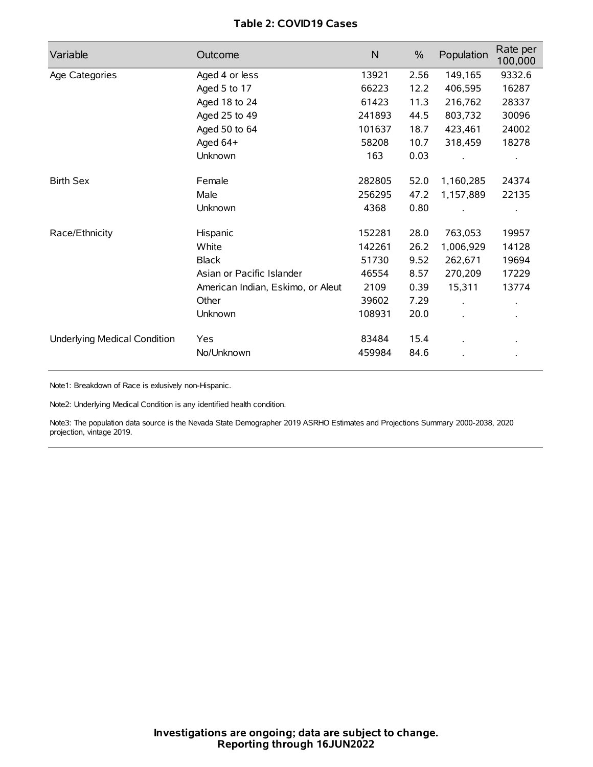**Table 2: COVID19 Cases**

| Variable | Outcome | N | % | Population | Rate per 100,000 |
|---|---|---|---|---|---|
| Age Categories | Aged 4 or less | 13921 | 2.56 | 149,165 | 9332.6 |
| | Aged 5 to 17 | 66223 | 12.2 | 406,595 | 16287 |
| | Aged 18 to 24 | 61423 | 11.3 | 216,762 | 28337 |
| | Aged 25 to 49 | 241893 | 44.5 | 803,732 | 30096 |
| | Aged 50 to 64 | 101637 | 18.7 | 423,461 | 24002 |
| | Aged 64+ | 58208 | 10.7 | 318,459 | 18278 |
| | Unknown | 163 | 0.03 | . | . |
| Birth Sex | Female | 282805 | 52.0 | 1,160,285 | 24374 |
| | Male | 256295 | 47.2 | 1,157,889 | 22135 |
| | Unknown | 4368 | 0.80 | . | . |
| Race/Ethnicity | Hispanic | 152281 | 28.0 | 763,053 | 19957 |
| | White | 142261 | 26.2 | 1,006,929 | 14128 |
| | Black | 51730 | 9.52 | 262,671 | 19694 |
| | Asian or Pacific Islander | 46554 | 8.57 | 270,209 | 17229 |
| | American Indian, Eskimo, or Aleut | 2109 | 0.39 | 15,311 | 13774 |
| | Other | 39602 | 7.29 | . | . |
| | Unknown | 108931 | 20.0 | . | . |
| Underlying Medical Condition | Yes | 83484 | 15.4 | . | . |
| | No/Unknown | 459984 | 84.6 | . | . |

Note1: Breakdown of Race is exlusively non-Hispanic.

Note2: Underlying Medical Condition is any identified health condition.

Note3: The population data source is the Nevada State Demographer 2019 ASRHO Estimates and Projections Summary 2000-2038, 2020 projection, vintage 2019.

**Investigations are ongoing; data are subject to change.**
**Reporting through 16JUN2022**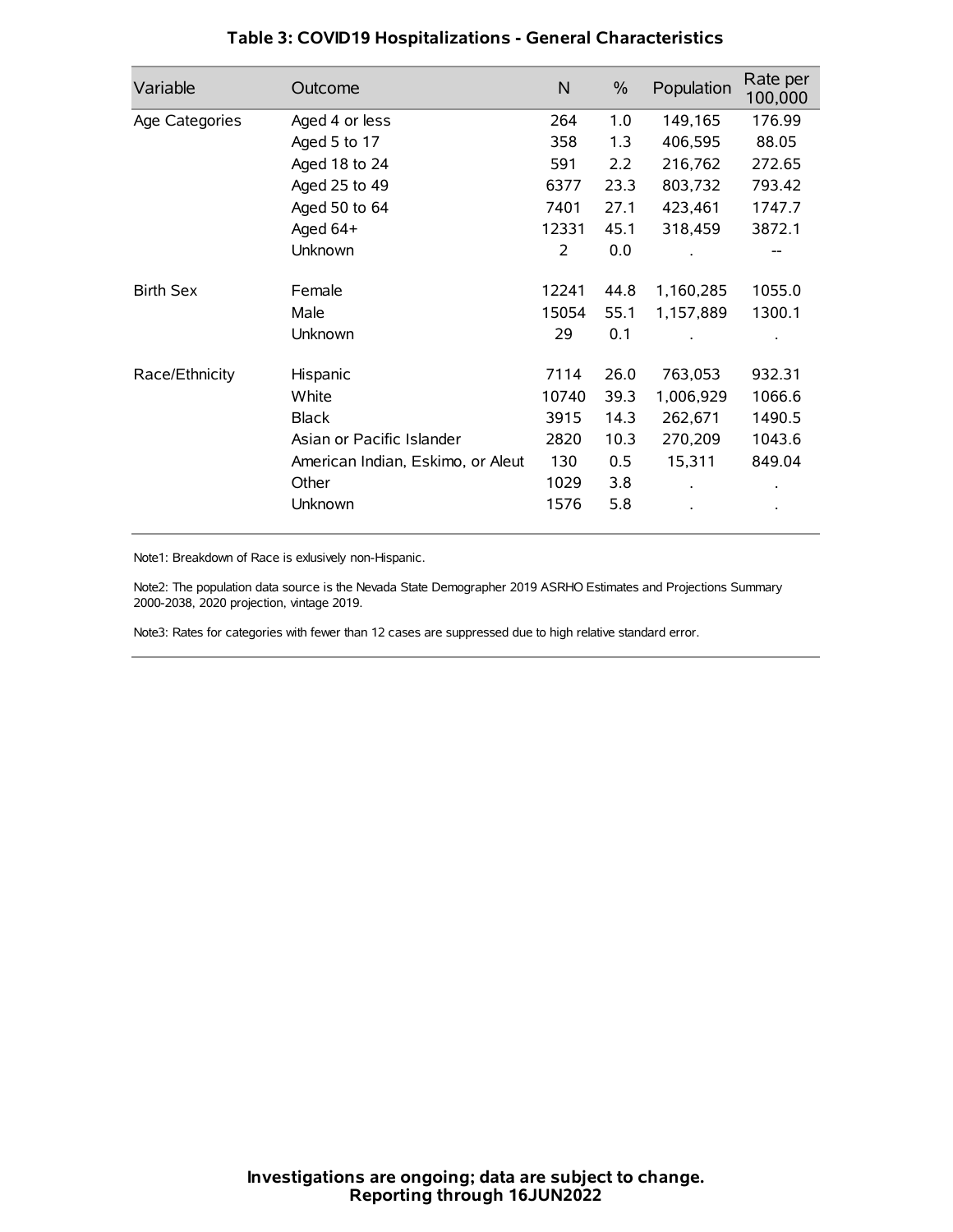# Table 3: COVID19 Hospitalizations - General Characteristics

| Variable | Outcome | N | % | Population | Rate per 100,000 |
|---|---|---|---|---|---|
| Age Categories | Aged 4 or less | 264 | 1.0 | 149,165 | 176.99 |
| | Aged 5 to 17 | 358 | 1.3 | 406,595 | 88.05 |
| | Aged 18 to 24 | 591 | 2.2 | 216,762 | 272.65 |
| | Aged 25 to 49 | 6377 | 23.3 | 803,732 | 793.42 |
| | Aged 50 to 64 | 7401 | 27.1 | 423,461 | 1747.7 |
| | Aged 64+ | 12331 | 45.1 | 318,459 | 3872.1 |
| | Unknown | 2 | 0.0 | . | -- |
| Birth Sex | Female | 12241 | 44.8 | 1,160,285 | 1055.0 |
| | Male | 15054 | 55.1 | 1,157,889 | 1300.1 |
| | Unknown | 29 | 0.1 | . | . |
| Race/Ethnicity | Hispanic | 7114 | 26.0 | 763,053 | 932.31 |
| | White | 10740 | 39.3 | 1,006,929 | 1066.6 |
| | Black | 3915 | 14.3 | 262,671 | 1490.5 |
| | Asian or Pacific Islander | 2820 | 10.3 | 270,209 | 1043.6 |
| | American Indian, Eskimo, or Aleut | 130 | 0.5 | 15,311 | 849.04 |
| | Other | 1029 | 3.8 | . | . |
| | Unknown | 1576 | 5.8 | . | . |

Note1: Breakdown of Race is exlusively non-Hispanic.

Note2: The population data source is the Nevada State Demographer 2019 ASRHO Estimates and Projections Summary 2000-2038, 2020 projection, vintage 2019.

Note3: Rates for categories with fewer than 12 cases are suppressed due to high relative standard error.

**Investigations are ongoing; data are subject to change.**
**Reporting through 16JUN2022**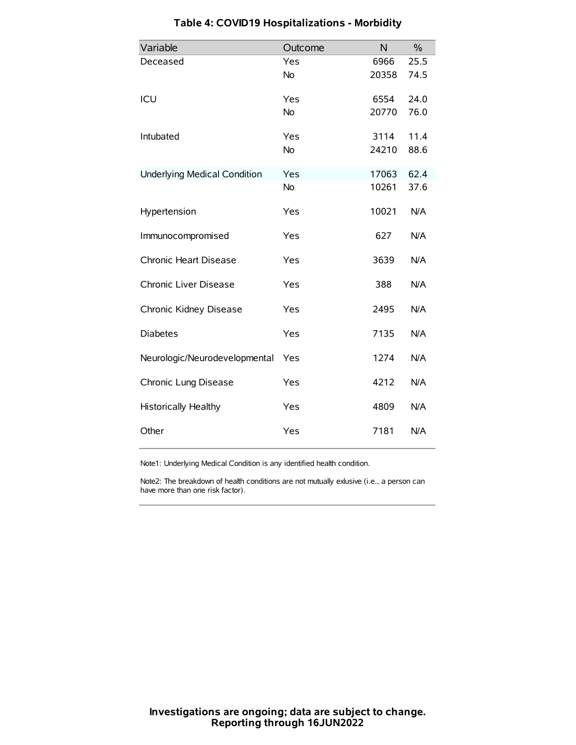# Table 4: COVID19 Hospitalizations - Morbidity

| Variable | Outcome | N | % |
|---|---|---|---|
| Deceased | Yes | 6966 | 25.5 |
| | No | 20358 | 74.5 |
| ICU | Yes | 6554 | 24.0 |
| | No | 20770 | 76.0 |
| Intubated | Yes | 3114 | 11.4 |
| | No | 24210 | 88.6 |
| Underlying Medical Condition | Yes | 17063 | 62.4 |
| | No | 10261 | 37.6 |
| Hypertension | Yes | 10021 | N/A |
| Immunocompromised | Yes | 627 | N/A |
| Chronic Heart Disease | Yes | 3639 | N/A |
| Chronic Liver Disease | Yes | 388 | N/A |
| Chronic Kidney Disease | Yes | 2495 | N/A |
| Diabetes | Yes | 7135 | N/A |
| Neurologic/Neurodevelopmental | Yes | 1274 | N/A |
| Chronic Lung Disease | Yes | 4212 | N/A |
| Historically Healthy | Yes | 4809 | N/A |
| Other | Yes | 7181 | N/A |

Note1: Underlying Medical Condition is any identified health condition.

Note2: The breakdown of health conditions are not mutually exlusive (i.e., a person can have more than one risk factor).

**Investigations are ongoing; data are subject to change.**
**Reporting through 16JUN2022**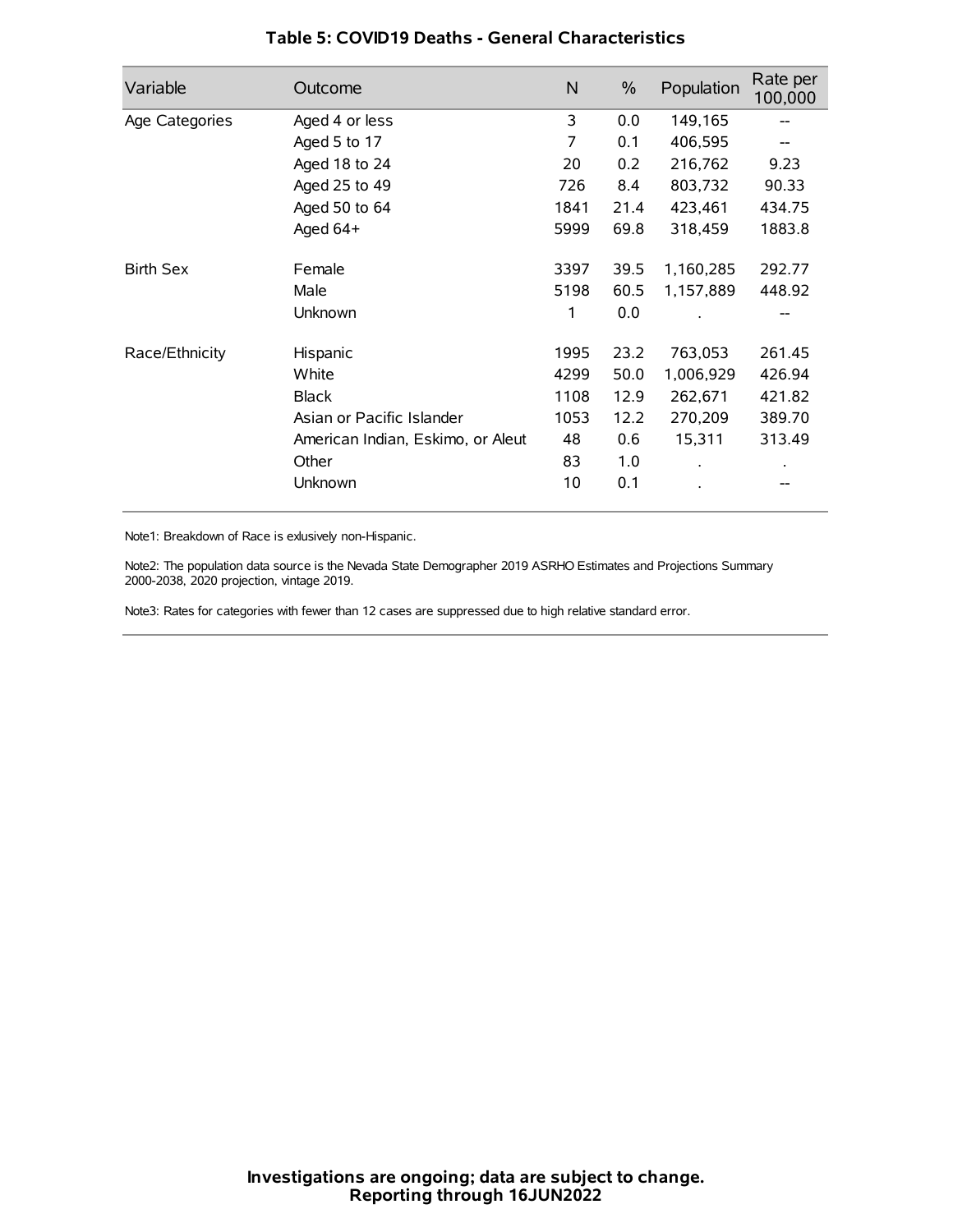**Table 5: COVID19 Deaths - General Characteristics**

| Variable | Outcome | N | % | Population | Rate per 100,000 |
|---|---|---|---|---|---|
| Age Categories | Aged 4 or less | 3 | 0.0 | 149,165 | -- |
| | Aged 5 to 17 | 7 | 0.1 | 406,595 | -- |
| | Aged 18 to 24 | 20 | 0.2 | 216,762 | 9.23 |
| | Aged 25 to 49 | 726 | 8.4 | 803,732 | 90.33 |
| | Aged 50 to 64 | 1841 | 21.4 | 423,461 | 434.75 |
| | Aged 64+ | 5999 | 69.8 | 318,459 | 1883.8 |
| Birth Sex | Female | 3397 | 39.5 | 1,160,285 | 292.77 |
| | Male | 5198 | 60.5 | 1,157,889 | 448.92 |
| | Unknown | 1 | 0.0 | . | -- |
| Race/Ethnicity | Hispanic | 1995 | 23.2 | 763,053 | 261.45 |
| | White | 4299 | 50.0 | 1,006,929 | 426.94 |
| | Black | 1108 | 12.9 | 262,671 | 421.82 |
| | Asian or Pacific Islander | 1053 | 12.2 | 270,209 | 389.70 |
| | American Indian, Eskimo, or Aleut | 48 | 0.6 | 15,311 | 313.49 |
| | Other | 83 | 1.0 | . | . |
| | Unknown | 10 | 0.1 | . | -- |

Note1: Breakdown of Race is exlusively non-Hispanic.

Note2: The population data source is the Nevada State Demographer 2019 ASRHO Estimates and Projections Summary 2000-2038, 2020 projection, vintage 2019.

Note3: Rates for categories with fewer than 12 cases are suppressed due to high relative standard error.

**Investigations are ongoing; data are subject to change.**
**Reporting through 16JUN2022**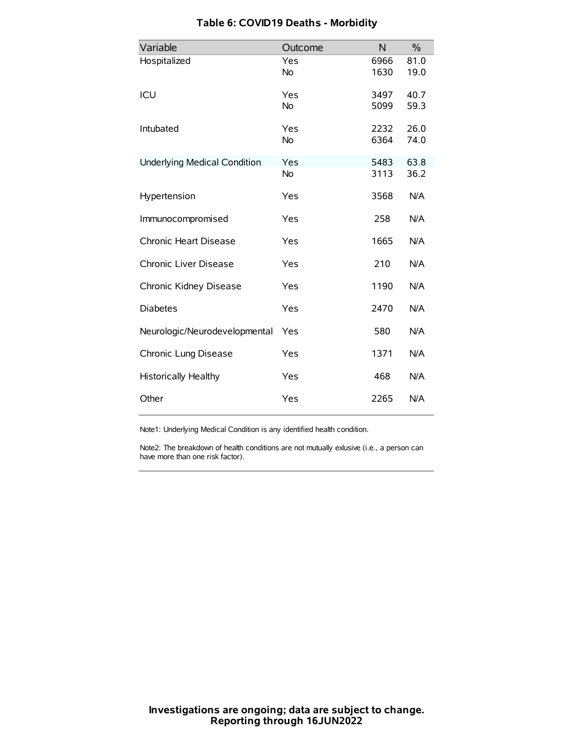## Table 6: COVID19 Deaths - Morbidity

| Variable | Outcome | N | % |
|---|---|---|---|
| Hospitalized | Yes | 6966 | 81.0 |
| | No | 1630 | 19.0 |
| ICU | Yes | 3497 | 40.7 |
| | No | 5099 | 59.3 |
| Intubated | Yes | 2232 | 26.0 |
| | No | 6364 | 74.0 |
| Underlying Medical Condition | Yes | 5483 | 63.8 |
| | No | 3113 | 36.2 |
| Hypertension | Yes | 3568 | N/A |
| Immunocompromised | Yes | 258 | N/A |
| Chronic Heart Disease | Yes | 1665 | N/A |
| Chronic Liver Disease | Yes | 210 | N/A |
| Chronic Kidney Disease | Yes | 1190 | N/A |
| Diabetes | Yes | 2470 | N/A |
| Neurologic/Neurodevelopmental | Yes | 580 | N/A |
| Chronic Lung Disease | Yes | 1371 | N/A |
| Historically Healthy | Yes | 468 | N/A |
| Other | Yes | 2265 | N/A |

Note1: Underlying Medical Condition is any identified health condition.

Note2: The breakdown of health conditions are not mutually exlusive (i.e., a person can have more than one risk factor).

**Investigations are ongoing; data are subject to change.**
**Reporting through 16JUN2022**